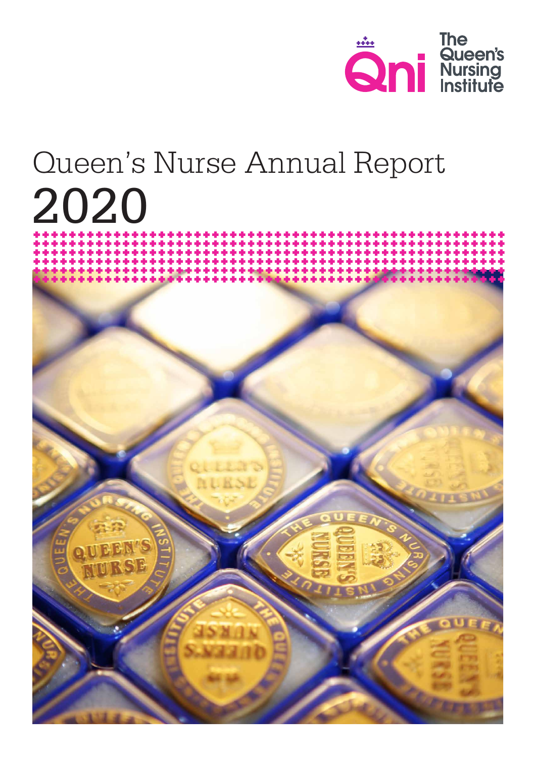The Queen's Nursing Institute

# Queen's Nurse Annual Report 2020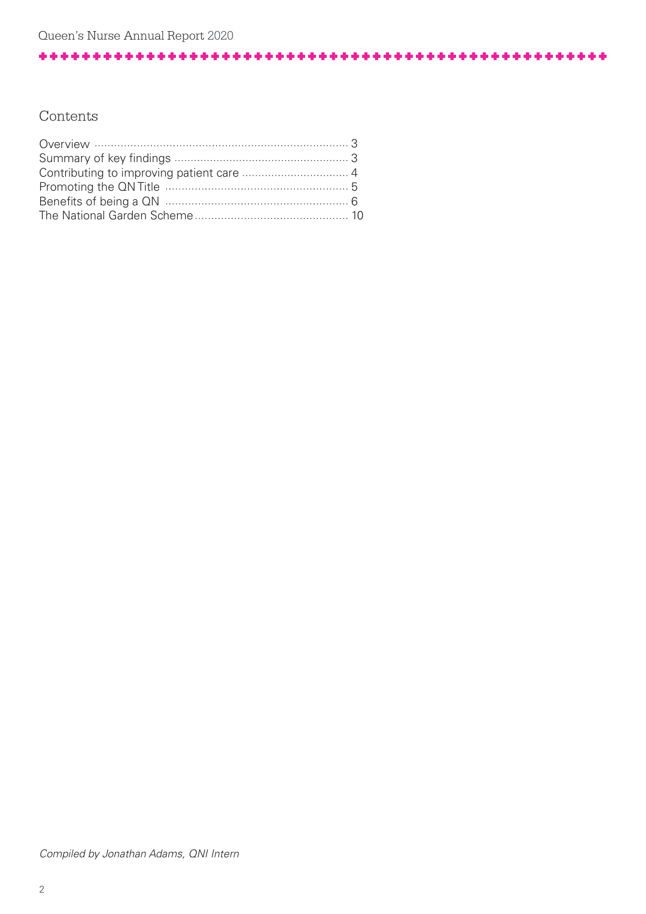## Contents

| | |
|---|---|
| Overview | 3 |
| Summary of key findings | 3 |
| Contributing to improving patient care | 4 |
| Promoting the QN Title | 5 |
| Benefits of being a QN | 6 |
| The National Garden Scheme | 10 |

*Compiled by Jonathan Adams, QNI Intern*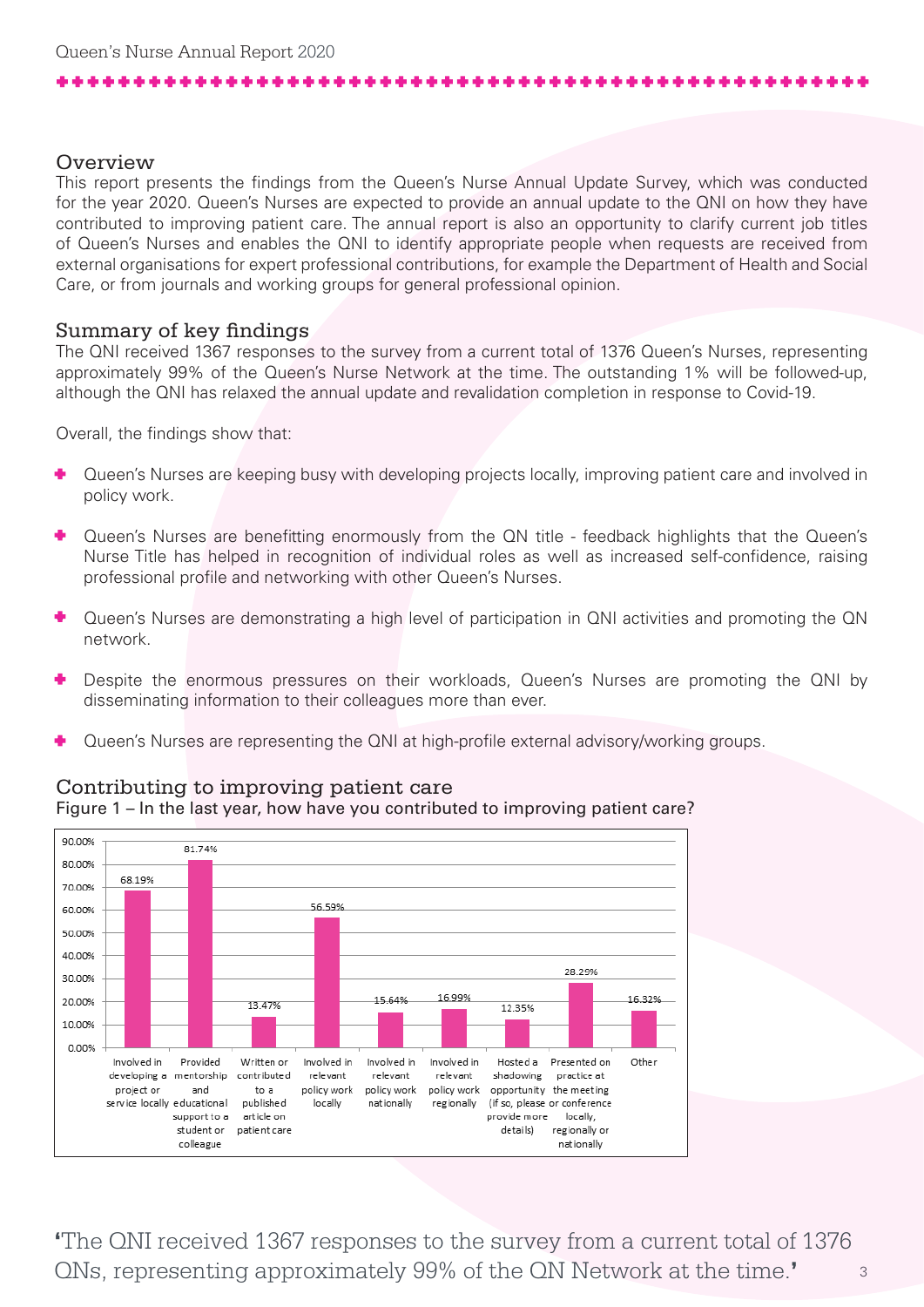## Overview

This report presents the findings from the Queen's Nurse Annual Update Survey, which was conducted for the year 2020. Queen's Nurses are expected to provide an annual update to the QNI on how they have contributed to improving patient care. The annual report is also an opportunity to clarify current job titles of Queen's Nurses and enables the QNI to identify appropriate people when requests are received from external organisations for expert professional contributions, for example the Department of Health and Social Care, or from journals and working groups for general professional opinion.

## Summary of key findings

The QNI received 1367 responses to the survey from a current total of 1376 Queen's Nurses, representing approximately 99% of the Queen's Nurse Network at the time. The outstanding 1% will be followed-up, although the QNI has relaxed the annual update and revalidation completion in response to Covid-19.

Overall, the findings show that:

- Queen's Nurses are keeping busy with developing projects locally, improving patient care and involved in policy work.
- Queen's Nurses are benefitting enormously from the QN title - feedback highlights that the Queen's Nurse Title has helped in recognition of individual roles as well as increased self-confidence, raising professional profile and networking with other Queen's Nurses.
- Queen's Nurses are demonstrating a high level of participation in QNI activities and promoting the QN network.
- Despite the enormous pressures on their workloads, Queen's Nurses are promoting the QNI by disseminating information to their colleagues more than ever.
- Queen's Nurses are representing the QNI at high-profile external advisory/working groups.

## Contributing to improving patient care

Figure 1 – In the last year, how have you contributed to improving patient care?

| Response | Percentage |
|---|---|
| Involved in developing a project or service locally | 68.19% |
| Provided mentorship and educational support to a student or colleague | 81.74% |
| Written or contributed to a published article on patient care | 13.47% |
| Involved in relevant policy work locally | 56.59% |
| Involved in relevant policy work nationally | 15.64% |
| Involved in relevant policy work regionally | 16.99% |
| Hosted a shadowing opportunity (if so, please provide more details) | 12.35% |
| Presented on practice at the meeting or conference locally, regionally or nationally | 28.29% |
| Other | 16.32% |

> 'The QNI received 1367 responses to the survey from a current total of 1376 QNs, representing approximately 99% of the QN Network at the time.'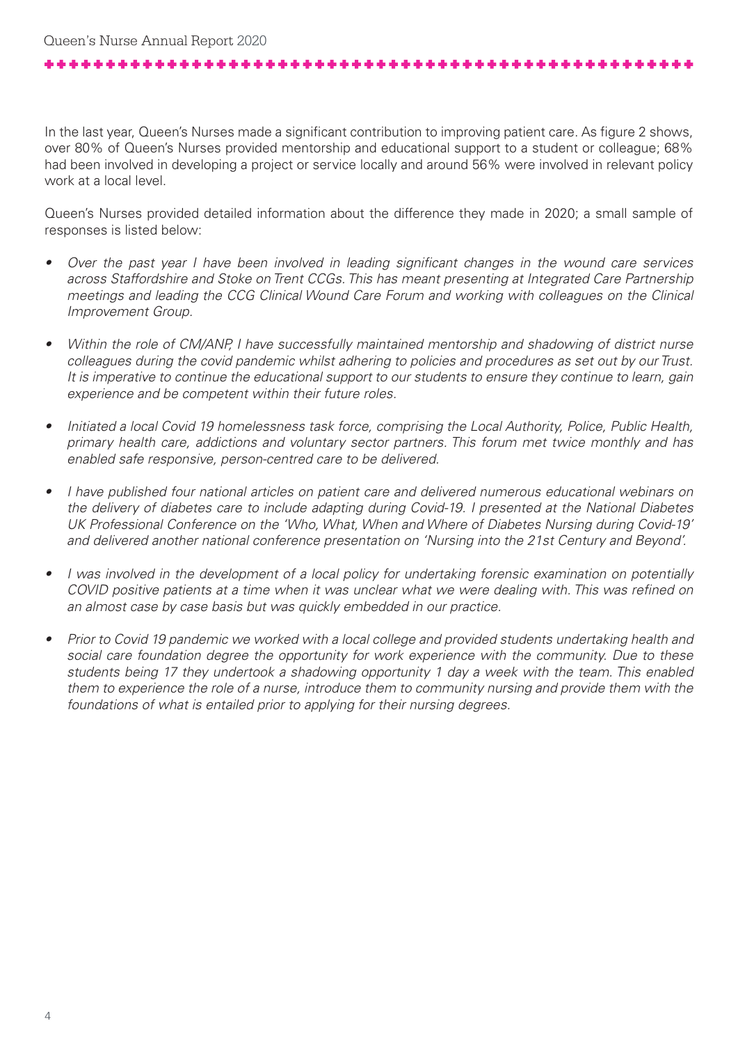In the last year, Queen's Nurses made a significant contribution to improving patient care. As figure 2 shows, over 80% of Queen's Nurses provided mentorship and educational support to a student or colleague; 68% had been involved in developing a project or service locally and around 56% were involved in relevant policy work at a local level.

Queen's Nurses provided detailed information about the difference they made in 2020; a small sample of responses is listed below:

- *Over the past year I have been involved in leading significant changes in the wound care services across Staffordshire and Stoke on Trent CCGs. This has meant presenting at Integrated Care Partnership meetings and leading the CCG Clinical Wound Care Forum and working with colleagues on the Clinical Improvement Group.*

- *Within the role of CM/ANP, I have successfully maintained mentorship and shadowing of district nurse colleagues during the covid pandemic whilst adhering to policies and procedures as set out by our Trust. It is imperative to continue the educational support to our students to ensure they continue to learn, gain experience and be competent within their future roles.*

- *Initiated a local Covid 19 homelessness task force, comprising the Local Authority, Police, Public Health, primary health care, addictions and voluntary sector partners. This forum met twice monthly and has enabled safe responsive, person-centred care to be delivered.*

- *I have published four national articles on patient care and delivered numerous educational webinars on the delivery of diabetes care to include adapting during Covid-19. I presented at the National Diabetes UK Professional Conference on the 'Who, What, When and Where of Diabetes Nursing during Covid-19' and delivered another national conference presentation on 'Nursing into the 21st Century and Beyond'.*

- *I was involved in the development of a local policy for undertaking forensic examination on potentially COVID positive patients at a time when it was unclear what we were dealing with. This was refined on an almost case by case basis but was quickly embedded in our practice.*

- *Prior to Covid 19 pandemic we worked with a local college and provided students undertaking health and social care foundation degree the opportunity for work experience with the community. Due to these students being 17 they undertook a shadowing opportunity 1 day a week with the team. This enabled them to experience the role of a nurse, introduce them to community nursing and provide them with the foundations of what is entailed prior to applying for their nursing degrees.*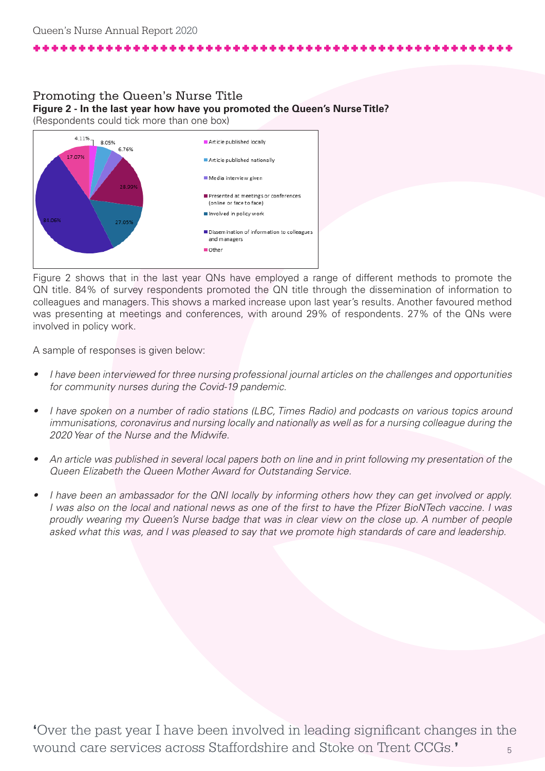## Promoting the Queen's Nurse Title

**Figure 2 - In the last year how have you promoted the Queen's Nurse Title?**
(Respondents could tick more than one box)

| Method | % |
|---|---|
| Article published locally | 4.11% |
| Article published nationally | 8.05% |
| Media interview given | 6.76% |
| Presented at meetings or conferences (online or face to face) | 28.99% |
| Involved in policy work | 27.05% |
| Dissemination of information to colleagues and managers | 84.06% |
| Other | 17.07% |

Figure 2 shows that in the last year QNs have employed a range of different methods to promote the QN title. 84% of survey respondents promoted the QN title through the dissemination of information to colleagues and managers. This shows a marked increase upon last year's results. Another favoured method was presenting at meetings and conferences, with around 29% of respondents. 27% of the QNs were involved in policy work.

A sample of responses is given below:

- *I have been interviewed for three nursing professional journal articles on the challenges and opportunities for community nurses during the Covid-19 pandemic.*
- *I have spoken on a number of radio stations (LBC, Times Radio) and podcasts on various topics around immunisations, coronavirus and nursing locally and nationally as well as for a nursing colleague during the 2020 Year of the Nurse and the Midwife.*
- *An article was published in several local papers both on line and in print following my presentation of the Queen Elizabeth the Queen Mother Award for Outstanding Service.*
- *I have been an ambassador for the QNI locally by informing others how they can get involved or apply. I was also on the local and national news as one of the first to have the Pfizer BioNTech vaccine. I was proudly wearing my Queen's Nurse badge that was in clear view on the close up. A number of people asked what this was, and I was pleased to say that we promote high standards of care and leadership.*

'Over the past year I have been involved in leading significant changes in the wound care services across Staffordshire and Stoke on Trent CCGs.'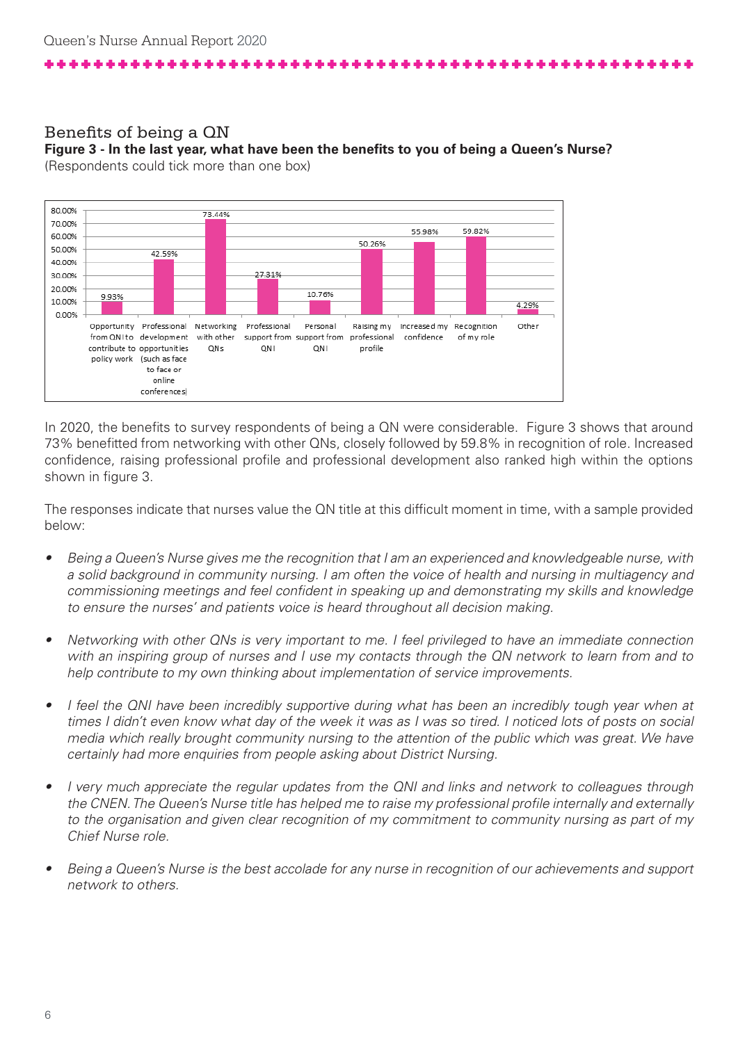## Benefits of being a QN

**Figure 3 - In the last year, what have been the benefits to you of being a Queen's Nurse?**
(Respondents could tick more than one box)

| Benefit | Percentage |
|---|---|
| Opportunity from QNI to contribute to policy work | 9.93% |
| Professional development opportunities (such as face to face or online conferences) | 42.59% |
| Networking with other QNs | 73.44% |
| Professional support from QNI | 27.31% |
| Personal support from QNI | 10.76% |
| Raising my professional profile | 50.26% |
| Increased my confidence | 55.98% |
| Recognition of my role | 59.82% |
| Other | 4.29% |

In 2020, the benefits to survey respondents of being a QN were considerable. Figure 3 shows that around 73% benefitted from networking with other QNs, closely followed by 59.8% in recognition of role. Increased confidence, raising professional profile and professional development also ranked high within the options shown in figure 3.

The responses indicate that nurses value the QN title at this difficult moment in time, with a sample provided below:

- *Being a Queen's Nurse gives me the recognition that I am an experienced and knowledgeable nurse, with a solid background in community nursing. I am often the voice of health and nursing in multiagency and commissioning meetings and feel confident in speaking up and demonstrating my skills and knowledge to ensure the nurses' and patients voice is heard throughout all decision making.*

- *Networking with other QNs is very important to me. I feel privileged to have an immediate connection with an inspiring group of nurses and I use my contacts through the QN network to learn from and to help contribute to my own thinking about implementation of service improvements.*

- *I feel the QNI have been incredibly supportive during what has been an incredibly tough year when at times I didn't even know what day of the week it was as I was so tired. I noticed lots of posts on social media which really brought community nursing to the attention of the public which was great. We have certainly had more enquiries from people asking about District Nursing.*

- *I very much appreciate the regular updates from the QNI and links and network to colleagues through the CNEN. The Queen's Nurse title has helped me to raise my professional profile internally and externally to the organisation and given clear recognition of my commitment to community nursing as part of my Chief Nurse role.*

- *Being a Queen's Nurse is the best accolade for any nurse in recognition of our achievements and support network to others.*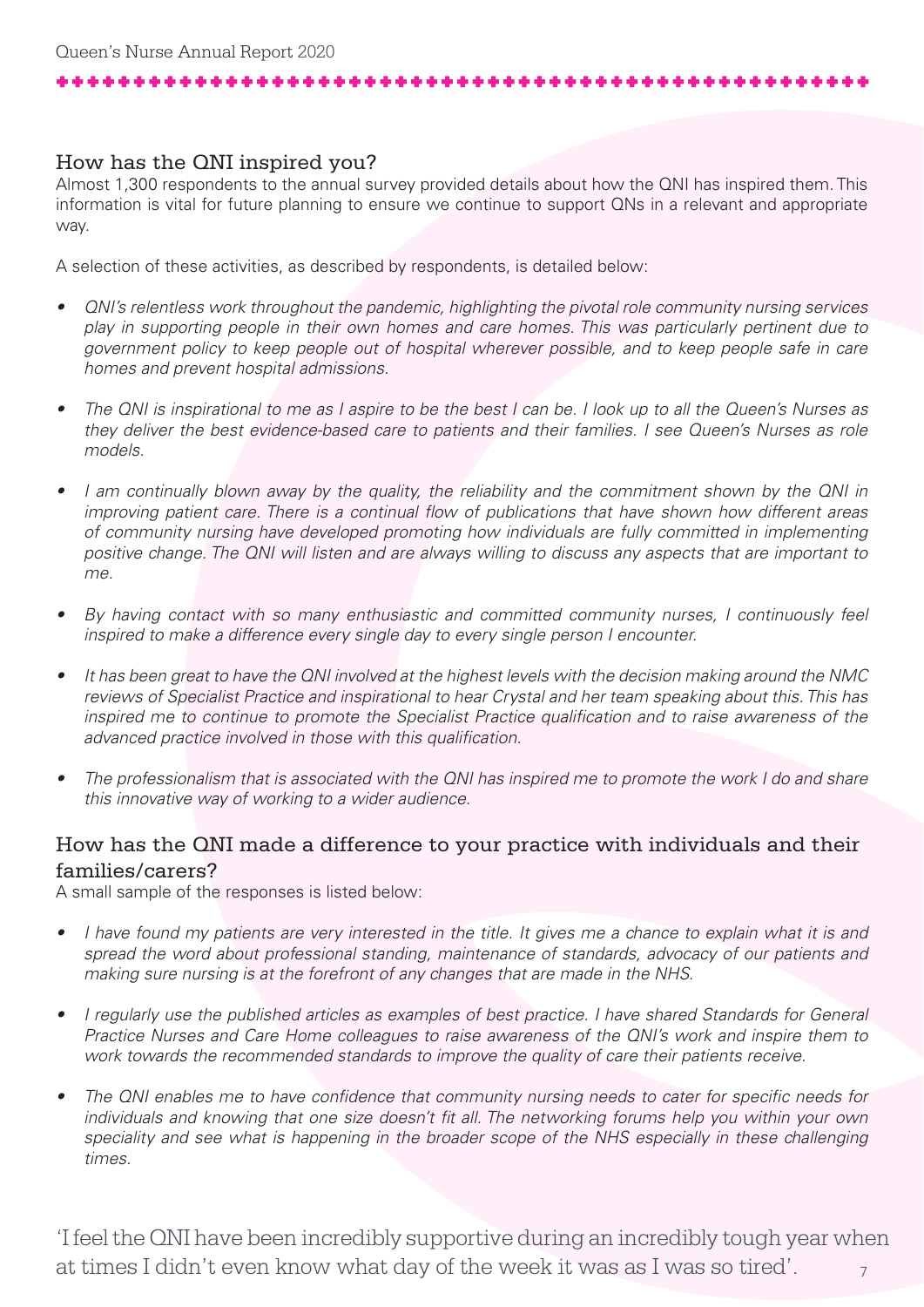## How has the QNI inspired you?

Almost 1,300 respondents to the annual survey provided details about how the QNI has inspired them. This information is vital for future planning to ensure we continue to support QNs in a relevant and appropriate way.

A selection of these activities, as described by respondents, is detailed below:

- *QNI's relentless work throughout the pandemic, highlighting the pivotal role community nursing services play in supporting people in their own homes and care homes. This was particularly pertinent due to government policy to keep people out of hospital wherever possible, and to keep people safe in care homes and prevent hospital admissions.*
- *The QNI is inspirational to me as I aspire to be the best I can be. I look up to all the Queen's Nurses as they deliver the best evidence-based care to patients and their families. I see Queen's Nurses as role models.*
- *I am continually blown away by the quality, the reliability and the commitment shown by the QNI in improving patient care. There is a continual flow of publications that have shown how different areas of community nursing have developed promoting how individuals are fully committed in implementing positive change. The QNI will listen and are always willing to discuss any aspects that are important to me.*
- *By having contact with so many enthusiastic and committed community nurses, I continuously feel inspired to make a difference every single day to every single person I encounter.*
- *It has been great to have the QNI involved at the highest levels with the decision making around the NMC reviews of Specialist Practice and inspirational to hear Crystal and her team speaking about this. This has inspired me to continue to promote the Specialist Practice qualification and to raise awareness of the advanced practice involved in those with this qualification.*
- *The professionalism that is associated with the QNI has inspired me to promote the work I do and share this innovative way of working to a wider audience.*

## How has the QNI made a difference to your practice with individuals and their families/carers?

A small sample of the responses is listed below:

- *I have found my patients are very interested in the title. It gives me a chance to explain what it is and spread the word about professional standing, maintenance of standards, advocacy of our patients and making sure nursing is at the forefront of any changes that are made in the NHS.*
- *I regularly use the published articles as examples of best practice. I have shared Standards for General Practice Nurses and Care Home colleagues to raise awareness of the QNI's work and inspire them to work towards the recommended standards to improve the quality of care their patients receive.*
- *The QNI enables me to have confidence that community nursing needs to cater for specific needs for individuals and knowing that one size doesn't fit all. The networking forums help you within your own speciality and see what is happening in the broader scope of the NHS especially in these challenging times.*

'I feel the QNI have been incredibly supportive during an incredibly tough year when at times I didn't even know what day of the week it was as I was so tired'.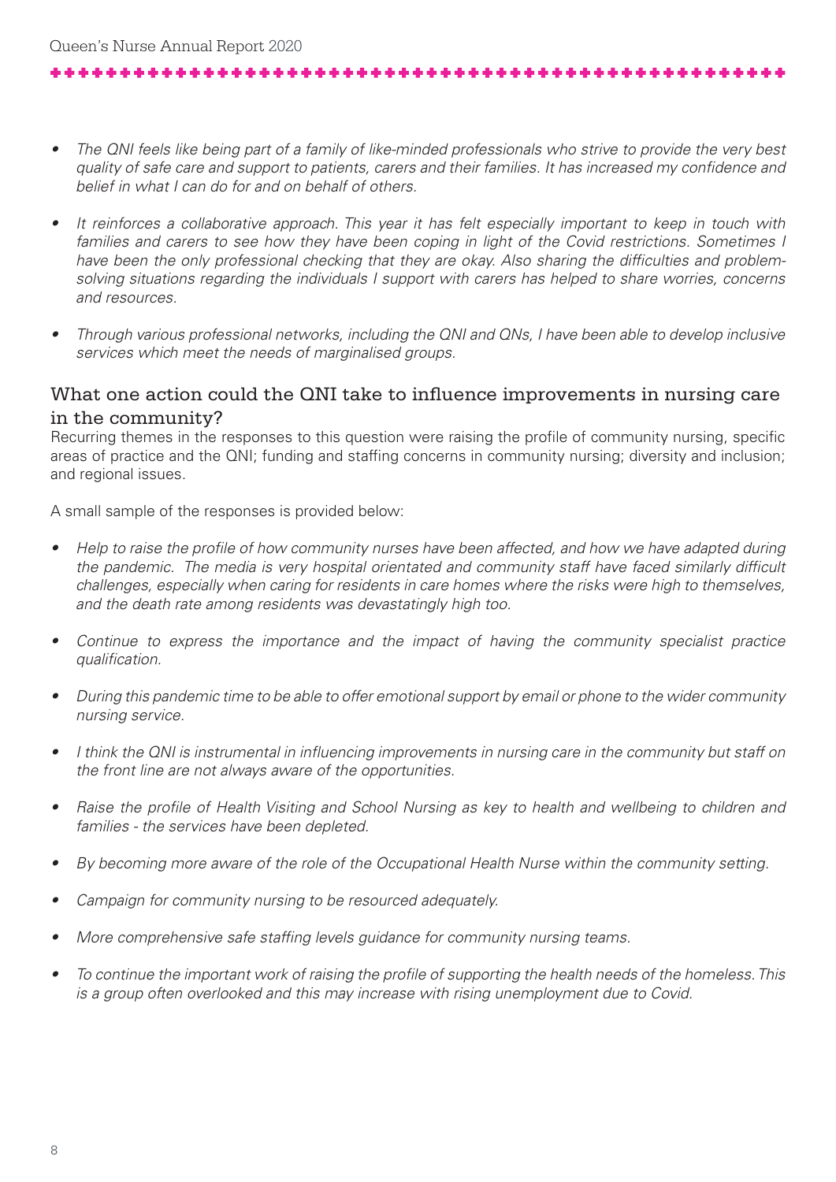- *The QNI feels like being part of a family of like-minded professionals who strive to provide the very best quality of safe care and support to patients, carers and their families. It has increased my confidence and belief in what I can do for and on behalf of others.*

- *It reinforces a collaborative approach. This year it has felt especially important to keep in touch with families and carers to see how they have been coping in light of the Covid restrictions. Sometimes I have been the only professional checking that they are okay. Also sharing the difficulties and problem-solving situations regarding the individuals I support with carers has helped to share worries, concerns and resources.*

- *Through various professional networks, including the QNI and QNs, I have been able to develop inclusive services which meet the needs of marginalised groups.*

## What one action could the QNI take to influence improvements in nursing care in the community?

Recurring themes in the responses to this question were raising the profile of community nursing, specific areas of practice and the QNI; funding and staffing concerns in community nursing; diversity and inclusion; and regional issues.

A small sample of the responses is provided below:

- *Help to raise the profile of how community nurses have been affected, and how we have adapted during the pandemic. The media is very hospital orientated and community staff have faced similarly difficult challenges, especially when caring for residents in care homes where the risks were high to themselves, and the death rate among residents was devastatingly high too.*

- *Continue to express the importance and the impact of having the community specialist practice qualification.*

- *During this pandemic time to be able to offer emotional support by email or phone to the wider community nursing service.*

- *I think the QNI is instrumental in influencing improvements in nursing care in the community but staff on the front line are not always aware of the opportunities.*

- *Raise the profile of Health Visiting and School Nursing as key to health and wellbeing to children and families - the services have been depleted.*

- *By becoming more aware of the role of the Occupational Health Nurse within the community setting.*

- *Campaign for community nursing to be resourced adequately.*

- *More comprehensive safe staffing levels guidance for community nursing teams.*

- *To continue the important work of raising the profile of supporting the health needs of the homeless. This is a group often overlooked and this may increase with rising unemployment due to Covid.*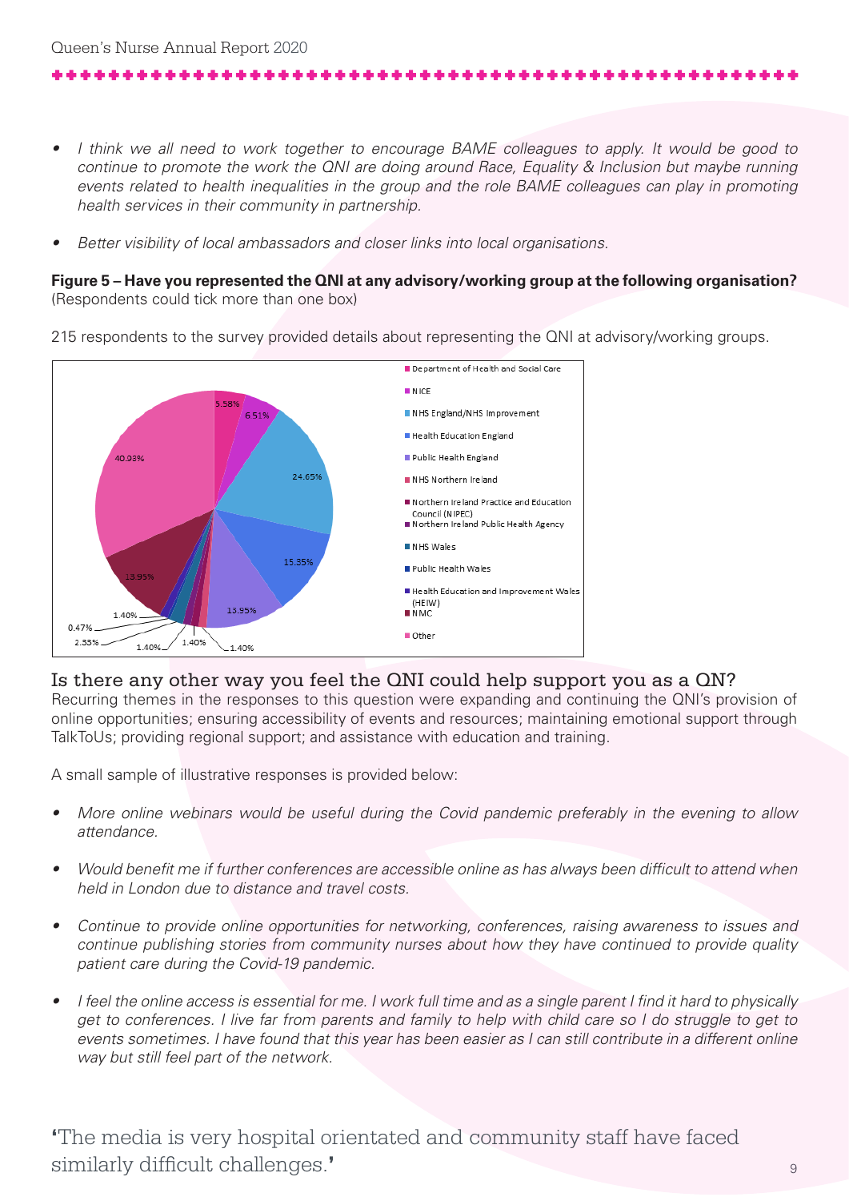- *I think we all need to work together to encourage BAME colleagues to apply. It would be good to continue to promote the work the QNI are doing around Race, Equality & Inclusion but maybe running events related to health inequalities in the group and the role BAME colleagues can play in promoting health services in their community in partnership.*
- *Better visibility of local ambassadors and closer links into local organisations.*

**Figure 5 – Have you represented the QNI at any advisory/working group at the following organisation?** (Respondents could tick more than one box)

215 respondents to the survey provided details about representing the QNI at advisory/working groups.

| Organisation | % |
|---|---|
| Department of Health and Social Care | 5.58% |
| NICE | 6.51% |
| NHS England/NHS Improvement | 24.65% |
| Health Education England | 15.35% |
| Public Health England | 13.95% |
| NHS Northern Ireland | 1.40% |
| Northern Ireland Practice and Education Council (NIPEC) | 1.40% |
| Northern Ireland Public Health Agency | 1.40% |
| NHS Wales | 2.33% |
| Public Health Wales | 0.47% |
| Health Education and Improvement Wales (HEIW) | 1.40% |
| NMC | 13.95% |
| Other | 40.93% |

## Is there any other way you feel the QNI could help support you as a QN?

Recurring themes in the responses to this question were expanding and continuing the QNI's provision of online opportunities; ensuring accessibility of events and resources; maintaining emotional support through TalkToUs; providing regional support; and assistance with education and training.

A small sample of illustrative responses is provided below:

- *More online webinars would be useful during the Covid pandemic preferably in the evening to allow attendance.*
- *Would benefit me if further conferences are accessible online as has always been difficult to attend when held in London due to distance and travel costs.*
- *Continue to provide online opportunities for networking, conferences, raising awareness to issues and continue publishing stories from community nurses about how they have continued to provide quality patient care during the Covid-19 pandemic.*
- *I feel the online access is essential for me. I work full time and as a single parent I find it hard to physically get to conferences. I live far from parents and family to help with child care so I do struggle to get to events sometimes. I have found that this year has been easier as I can still contribute in a different online way but still feel part of the network.*

'The media is very hospital orientated and community staff have faced similarly difficult challenges.'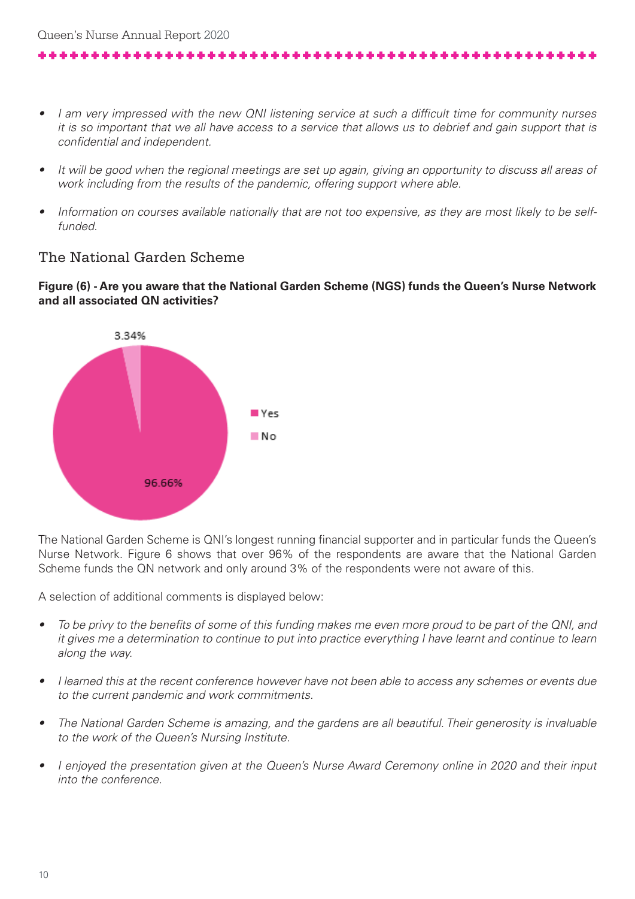- *I am very impressed with the new QNI listening service at such a difficult time for community nurses it is so important that we all have access to a service that allows us to debrief and gain support that is confidential and independent.*

- *It will be good when the regional meetings are set up again, giving an opportunity to discuss all areas of work including from the results of the pandemic, offering support where able.*

- *Information on courses available nationally that are not too expensive, as they are most likely to be self-funded.*

## The National Garden Scheme

**Figure (6) - Are you aware that the National Garden Scheme (NGS) funds the Queen's Nurse Network and all associated QN activities?**

| Response | Percentage |
|---|---|
| Yes | 96.66% |
| No | 3.34% |

The National Garden Scheme is QNI's longest running financial supporter and in particular funds the Queen's Nurse Network. Figure 6 shows that over 96% of the respondents are aware that the National Garden Scheme funds the QN network and only around 3% of the respondents were not aware of this.

A selection of additional comments is displayed below:

- *To be privy to the benefits of some of this funding makes me even more proud to be part of the QNI, and it gives me a determination to continue to put into practice everything I have learnt and continue to learn along the way.*

- *I learned this at the recent conference however have not been able to access any schemes or events due to the current pandemic and work commitments.*

- *The National Garden Scheme is amazing, and the gardens are all beautiful. Their generosity is invaluable to the work of the Queen's Nursing Institute.*

- *I enjoyed the presentation given at the Queen's Nurse Award Ceremony online in 2020 and their input into the conference.*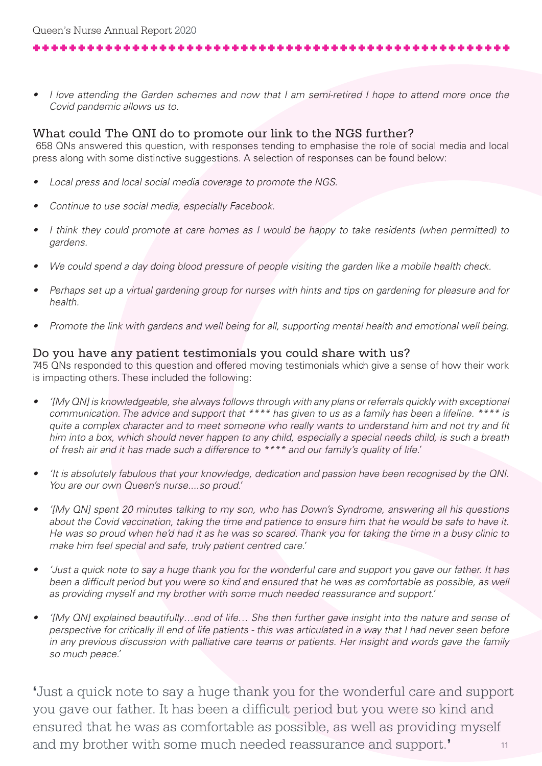- *I love attending the Garden schemes and now that I am semi-retired I hope to attend more once the Covid pandemic allows us to.*

## What could The QNI do to promote our link to the NGS further?

658 QNs answered this question, with responses tending to emphasise the role of social media and local press along with some distinctive suggestions. A selection of responses can be found below:

- *Local press and local social media coverage to promote the NGS.*
- *Continue to use social media, especially Facebook.*
- *I think they could promote at care homes as I would be happy to take residents (when permitted) to gardens.*
- *We could spend a day doing blood pressure of people visiting the garden like a mobile health check.*
- *Perhaps set up a virtual gardening group for nurses with hints and tips on gardening for pleasure and for health.*
- *Promote the link with gardens and well being for all, supporting mental health and emotional well being.*

## Do you have any patient testimonials you could share with us?

745 QNs responded to this question and offered moving testimonials which give a sense of how their work is impacting others. These included the following:

- *'[My QN] is knowledgeable, she always follows through with any plans or referrals quickly with exceptional communication. The advice and support that **** has given to us as a family has been a lifeline. **** is quite a complex character and to meet someone who really wants to understand him and not try and fit him into a box, which should never happen to any child, especially a special needs child, is such a breath of fresh air and it has made such a difference to **** and our family's quality of life.'*
- *'It is absolutely fabulous that your knowledge, dedication and passion have been recognised by the QNI. You are our own Queen's nurse....so proud.'*
- *'[My QN] spent 20 minutes talking to my son, who has Down's Syndrome, answering all his questions about the Covid vaccination, taking the time and patience to ensure him that he would be safe to have it. He was so proud when he'd had it as he was so scared. Thank you for taking the time in a busy clinic to make him feel special and safe, truly patient centred care.'*
- *'Just a quick note to say a huge thank you for the wonderful care and support you gave our father. It has been a difficult period but you were so kind and ensured that he was as comfortable as possible, as well as providing myself and my brother with some much needed reassurance and support.'*
- *'[My QN] explained beautifully…end of life… She then further gave insight into the nature and sense of perspective for critically ill end of life patients - this was articulated in a way that I had never seen before in any previous discussion with palliative care teams or patients. Her insight and words gave the family so much peace.'*

**'**Just a quick note to say a huge thank you for the wonderful care and support you gave our father. It has been a difficult period but you were so kind and ensured that he was as comfortable as possible, as well as providing myself and my brother with some much needed reassurance and support.**'**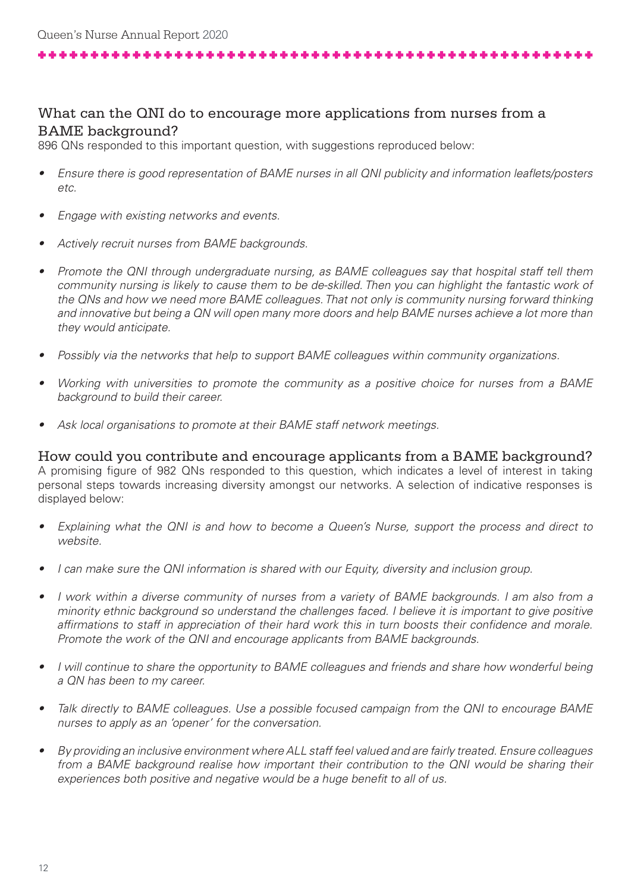## What can the QNI do to encourage more applications from nurses from a BAME background?

896 QNs responded to this important question, with suggestions reproduced below:

- *Ensure there is good representation of BAME nurses in all QNI publicity and information leaflets/posters etc.*
- *Engage with existing networks and events.*
- *Actively recruit nurses from BAME backgrounds.*
- *Promote the QNI through undergraduate nursing, as BAME colleagues say that hospital staff tell them community nursing is likely to cause them to be de-skilled. Then you can highlight the fantastic work of the QNs and how we need more BAME colleagues. That not only is community nursing forward thinking and innovative but being a QN will open many more doors and help BAME nurses achieve a lot more than they would anticipate.*
- *Possibly via the networks that help to support BAME colleagues within community organizations.*
- *Working with universities to promote the community as a positive choice for nurses from a BAME background to build their career.*
- *Ask local organisations to promote at their BAME staff network meetings.*

## How could you contribute and encourage applicants from a BAME background?

A promising figure of 982 QNs responded to this question, which indicates a level of interest in taking personal steps towards increasing diversity amongst our networks. A selection of indicative responses is displayed below:

- *Explaining what the QNI is and how to become a Queen's Nurse, support the process and direct to website.*
- *I can make sure the QNI information is shared with our Equity, diversity and inclusion group.*
- *I work within a diverse community of nurses from a variety of BAME backgrounds. I am also from a minority ethnic background so understand the challenges faced. I believe it is important to give positive affirmations to staff in appreciation of their hard work this in turn boosts their confidence and morale. Promote the work of the QNI and encourage applicants from BAME backgrounds.*
- *I will continue to share the opportunity to BAME colleagues and friends and share how wonderful being a QN has been to my career.*
- *Talk directly to BAME colleagues. Use a possible focused campaign from the QNI to encourage BAME nurses to apply as an 'opener' for the conversation.*
- *By providing an inclusive environment where ALL staff feel valued and are fairly treated. Ensure colleagues from a BAME background realise how important their contribution to the QNI would be sharing their experiences both positive and negative would be a huge benefit to all of us.*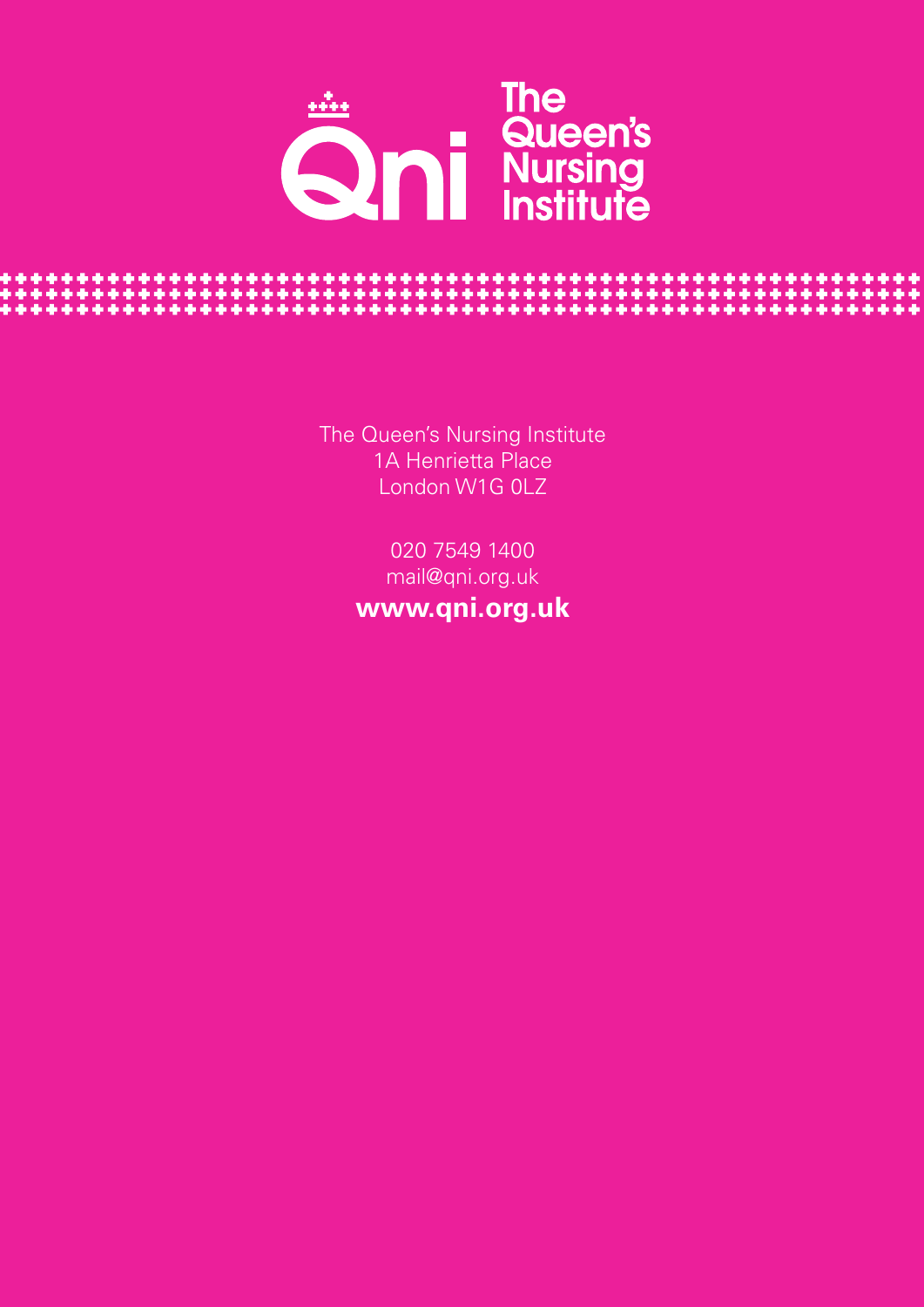The Queen's Nursing Institute

The Queen's Nursing Institute
1A Henrietta Place
London W1G 0LZ

020 7549 1400
mail@qni.org.uk
**www.qni.org.uk**